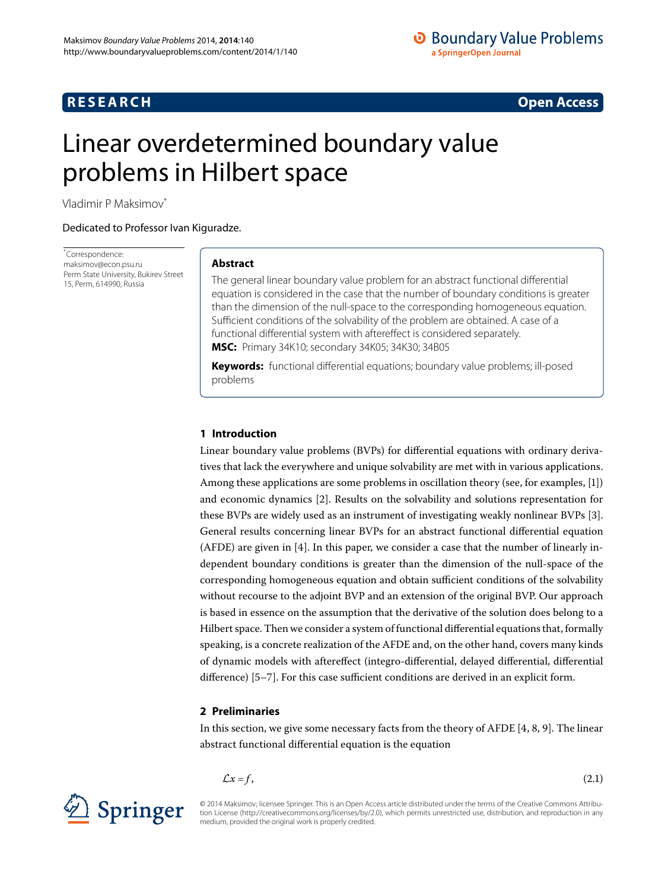**RESEARCH** **Open Access**

# Linear overdetermined boundary value problems in Hilbert space

Vladimir P Maksimov*

Dedicated to Professor Ivan Kiguradze.

*Correspondence: maksimov@econ.psu.ru
Perm State University, Bukirev Street 15, Perm, 614990, Russia

## Abstract

The general linear boundary value problem for an abstract functional differential equation is considered in the case that the number of boundary conditions is greater than the dimension of the null-space to the corresponding homogeneous equation. Sufficient conditions of the solvability of the problem are obtained. A case of a functional differential system with aftereffect is considered separately.

**MSC:** Primary 34K10; secondary 34K05; 34K30; 34B05

**Keywords:** functional differential equations; boundary value problems; ill-posed problems

## 1 Introduction

Linear boundary value problems (BVPs) for differential equations with ordinary derivatives that lack the everywhere and unique solvability are met with in various applications. Among these applications are some problems in oscillation theory (see, for examples, [1]) and economic dynamics [2]. Results on the solvability and solutions representation for these BVPs are widely used as an instrument of investigating weakly nonlinear BVPs [3]. General results concerning linear BVPs for an abstract functional differential equation (AFDE) are given in [4]. In this paper, we consider a case that the number of linearly independent boundary conditions is greater than the dimension of the null-space of the corresponding homogeneous equation and obtain sufficient conditions of the solvability without recourse to the adjoint BVP and an extension of the original BVP. Our approach is based in essence on the assumption that the derivative of the solution does belong to a Hilbert space. Then we consider a system of functional differential equations that, formally speaking, is a concrete realization of the AFDE and, on the other hand, covers many kinds of dynamic models with aftereffect (integro-differential, delayed differential, differential difference) [5–7]. For this case sufficient conditions are derived in an explicit form.

## 2 Preliminaries

In this section, we give some necessary facts from the theory of AFDE [4, 8, 9]. The linear abstract functional differential equation is the equation

$$\mathcal{L}x = f, \tag{2.1}$$

© 2014 Maksimov; licensee Springer. This is an Open Access article distributed under the terms of the Creative Commons Attribution License (http://creativecommons.org/licenses/by/2.0), which permits unrestricted use, distribution, and reproduction in any medium, provided the original work is properly credited.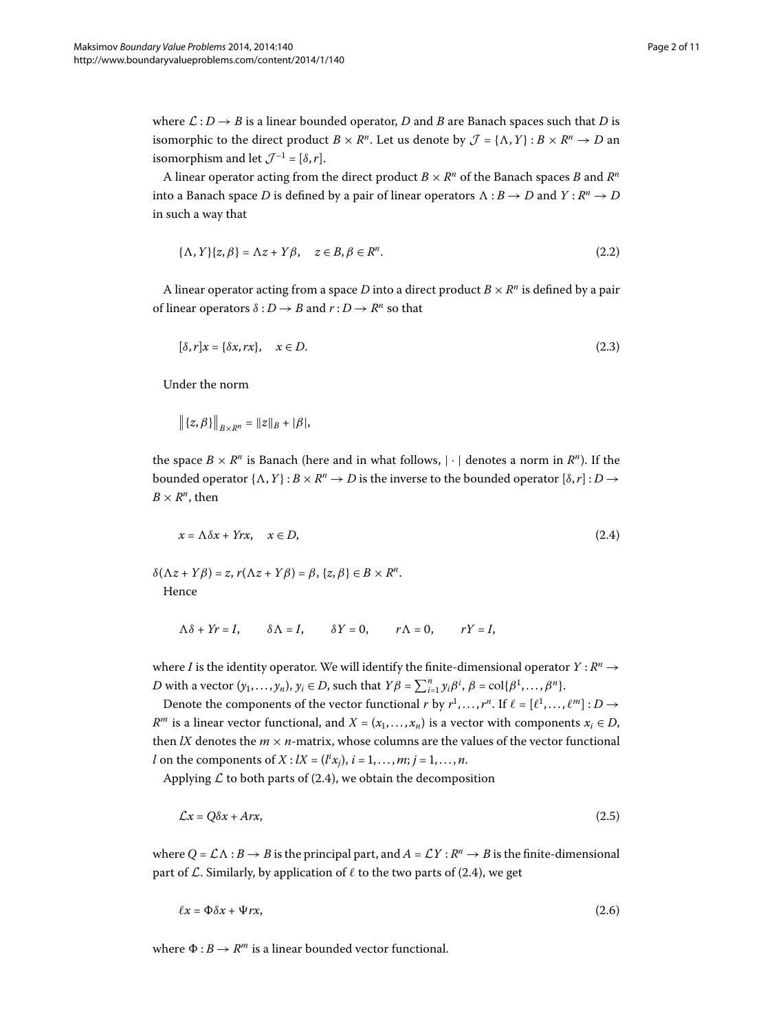where $\mathcal{L} : D \to B$ is a linear bounded operator, $D$ and $B$ are Banach spaces such that $D$ is isomorphic to the direct product $B \times R^n$. Let us denote by $\mathcal{J} = \{\Lambda, Y\} : B \times R^n \to D$ an isomorphism and let $\mathcal{J}^{-1} = [\delta, r]$.

A linear operator acting from the direct product $B \times R^n$ of the Banach spaces $B$ and $R^n$ into a Banach space $D$ is defined by a pair of linear operators $\Lambda : B \to D$ and $Y : R^n \to D$ in such a way that

$$\{\Lambda, Y\}\{z, \beta\} = \Lambda z + Y\beta, \quad z \in B, \beta \in R^n. \tag{2.2}$$

A linear operator acting from a space $D$ into a direct product $B \times R^n$ is defined by a pair of linear operators $\delta : D \to B$ and $r : D \to R^n$ so that

$$[\delta, r]x = \{\delta x, rx\}, \quad x \in D. \tag{2.3}$$

Under the norm

$$\big\| \{z, \beta\} \big\|_{B \times R^n} = \|z\|_B + |\beta|,$$

the space $B \times R^n$ is Banach (here and in what follows, $|\cdot|$ denotes a norm in $R^n$). If the bounded operator $\{\Lambda, Y\} : B \times R^n \to D$ is the inverse to the bounded operator $[\delta, r] : D \to B \times R^n$, then

$$x = \Lambda\delta x + Yrx, \quad x \in D, \tag{2.4}$$

$\delta(\Lambda z + Y\beta) = z$, $r(\Lambda z + Y\beta) = \beta$, $\{z, \beta\} \in B \times R^n$.

Hence

$$\Lambda\delta + Yr = I, \qquad \delta\Lambda = I, \qquad \delta Y = 0, \qquad r\Lambda = 0, \qquad rY = I,$$

where $I$ is the identity operator. We will identify the finite-dimensional operator $Y : R^n \to D$ with a vector $(y_1, \ldots, y_n)$, $y_i \in D$, such that $Y\beta = \sum_{i=1}^n y_i \beta^i$, $\beta = \operatorname{col}\{\beta^1, \ldots, \beta^n\}$.

Denote the components of the vector functional $r$ by $r^1, \ldots, r^n$. If $\ell = [\ell^1, \ldots, \ell^m] : D \to R^m$ is a linear vector functional, and $X = (x_1, \ldots, x_n)$ is a vector with components $x_i \in D$, then $lX$ denotes the $m \times n$-matrix, whose columns are the values of the vector functional $l$ on the components of $X$ : $lX = (l^i x_j)$, $i = 1, \ldots, m$; $j = 1, \ldots, n$.

Applying $\mathcal{L}$ to both parts of (2.4), we obtain the decomposition

$$\mathcal{L}x = Q\delta x + Arx, \tag{2.5}$$

where $Q = \mathcal{L}\Lambda : B \to B$ is the principal part, and $A = \mathcal{L}Y : R^n \to B$ is the finite-dimensional part of $\mathcal{L}$. Similarly, by application of $\ell$ to the two parts of (2.4), we get

$$\ell x = \Phi\delta x + \Psi rx, \tag{2.6}$$

where $\Phi : B \to R^m$ is a linear bounded vector functional.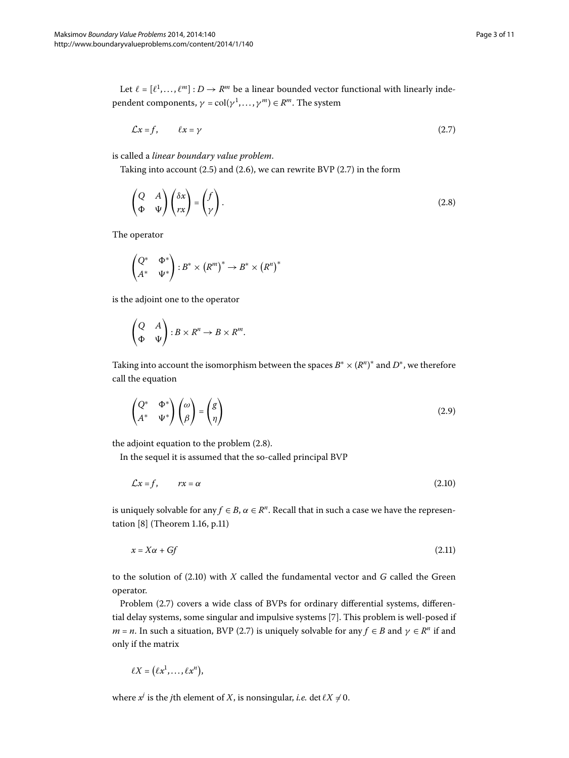Let $\ell = [\ell^1, \ldots, \ell^m] : D \to R^m$ be a linear bounded vector functional with linearly independent components, $\gamma = \operatorname{col}(\gamma^1, \ldots, \gamma^m) \in R^m$. The system

$$\mathcal{L}x = f, \qquad \ell x = \gamma \tag{2.7}$$

is called a *linear boundary value problem*.

Taking into account (2.5) and (2.6), we can rewrite BVP (2.7) in the form

$$\begin{pmatrix} Q & A \\ \Phi & \Psi \end{pmatrix} \begin{pmatrix} \delta x \\ rx \end{pmatrix} = \begin{pmatrix} f \\ \gamma \end{pmatrix}. \tag{2.8}$$

The operator

$$\begin{pmatrix} Q^* & \Phi^* \\ A^* & \Psi^* \end{pmatrix} : B^* \times (R^m)^* \to B^* \times (R^n)^*$$

is the adjoint one to the operator

$$\begin{pmatrix} Q & A \\ \Phi & \Psi \end{pmatrix} : B \times R^n \to B \times R^m.$$

Taking into account the isomorphism between the spaces $B^* \times (R^n)^*$ and $D^*$, we therefore call the equation

$$\begin{pmatrix} Q^* & \Phi^* \\ A^* & \Psi^* \end{pmatrix} \begin{pmatrix} \omega \\ \beta \end{pmatrix} = \begin{pmatrix} g \\ \eta \end{pmatrix} \tag{2.9}$$

the adjoint equation to the problem (2.8).

In the sequel it is assumed that the so-called principal BVP

$$\mathcal{L}x = f, \qquad rx = \alpha \tag{2.10}$$

is uniquely solvable for any $f \in B$, $\alpha \in R^n$. Recall that in such a case we have the representation [8] (Theorem 1.16, p.11)

$$x = X\alpha + Gf \tag{2.11}$$

to the solution of (2.10) with $X$ called the fundamental vector and $G$ called the Green operator.

Problem (2.7) covers a wide class of BVPs for ordinary differential systems, differential delay systems, some singular and impulsive systems [7]. This problem is well-posed if $m = n$. In such a situation, BVP (2.7) is uniquely solvable for any $f \in B$ and $\gamma \in R^n$ if and only if the matrix

$$\ell X = (\ell x^1, \ldots, \ell x^n),$$

where $x^j$ is the $j$th element of $X$, is nonsingular, *i.e.* $\det \ell X \neq 0$.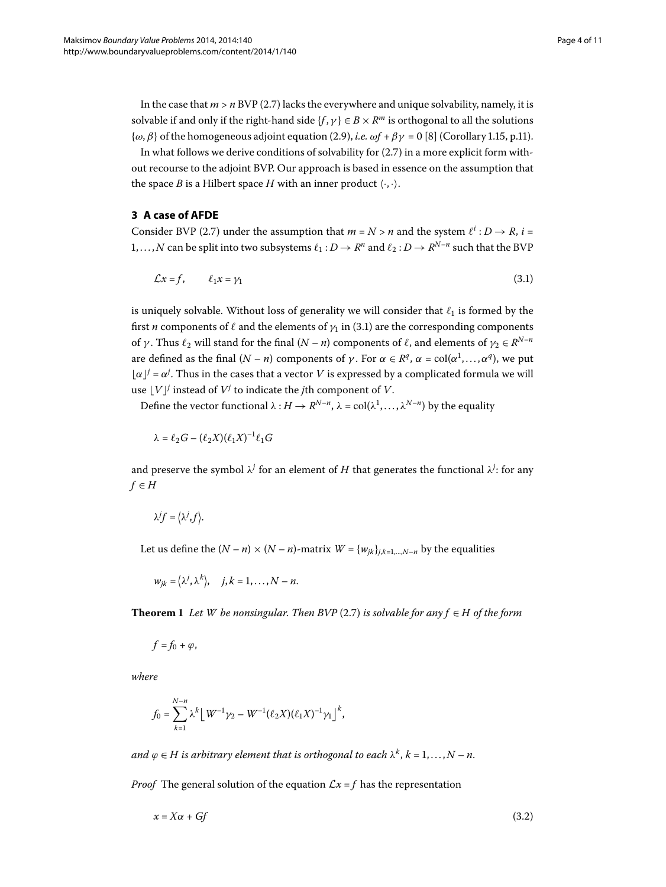In the case that $m > n$ BVP (2.7) lacks the everywhere and unique solvability, namely, it is solvable if and only if the right-hand side $\{f, \gamma\} \in B \times R^m$ is orthogonal to all the solutions $\{\omega, \beta\}$ of the homogeneous adjoint equation (2.9), *i.e.* $\omega f + \beta\gamma = 0$ [8] (Corollary 1.15, p.11).

In what follows we derive conditions of solvability for (2.7) in a more explicit form without recourse to the adjoint BVP. Our approach is based in essence on the assumption that the space $B$ is a Hilbert space $H$ with an inner product $\langle\cdot,\cdot\rangle$.

## 3 A case of AFDE

Consider BVP (2.7) under the assumption that $m = N > n$ and the system $\ell^i : D \to R$, $i = 1, \dots, N$ can be split into two subsystems $\ell_1 : D \to R^n$ and $\ell_2 : D \to R^{N-n}$ such that the BVP

$$\mathcal{L}x = f, \qquad \ell_1 x = \gamma_1 \tag{3.1}$$

is uniquely solvable. Without loss of generality we will consider that $\ell_1$ is formed by the first $n$ components of $\ell$ and the elements of $\gamma_1$ in (3.1) are the corresponding components of $\gamma$. Thus $\ell_2$ will stand for the final $(N-n)$ components of $\ell$, and elements of $\gamma_2 \in R^{N-n}$ are defined as the final $(N-n)$ components of $\gamma$. For $\alpha \in R^q$, $\alpha = \operatorname{col}(\alpha^1, \dots, \alpha^q)$, we put $\lfloor\alpha\rfloor^j = \alpha^j$. Thus in the cases that a vector $V$ is expressed by a complicated formula we will use $\lfloor V\rfloor^j$ instead of $V^j$ to indicate the $j$th component of $V$.

Define the vector functional $\lambda : H \to R^{N-n}$, $\lambda = \operatorname{col}(\lambda^1, \dots, \lambda^{N-n})$ by the equality

$$\lambda = \ell_2 G - (\ell_2 X)(\ell_1 X)^{-1}\ell_1 G$$

and preserve the symbol $\lambda^j$ for an element of $H$ that generates the functional $\lambda^j$: for any $f \in H$

$$\lambda^j f = \langle\lambda^j, f\rangle.$$

Let us define the $(N-n)\times(N-n)$-matrix $W = \{w_{jk}\}_{j,k=1,\dots,N-n}$ by the equalities

$$w_{jk} = \langle\lambda^j, \lambda^k\rangle, \quad j,k = 1, \dots, N-n.$$

**Theorem 1** *Let $W$ be nonsingular. Then BVP (2.7) is solvable for any $f \in H$ of the form*

$$f = f_0 + \varphi,$$

*where*

$$f_0 = \sum_{k=1}^{N-n} \lambda^k \left\lfloor W^{-1}\gamma_2 - W^{-1}(\ell_2 X)(\ell_1 X)^{-1}\gamma_1 \right\rfloor^k,$$

*and $\varphi \in H$ is arbitrary element that is orthogonal to each $\lambda^k$, $k = 1, \dots, N-n$.*

*Proof* The general solution of the equation $\mathcal{L}x = f$ has the representation

$$x = X\alpha + Gf \tag{3.2}$$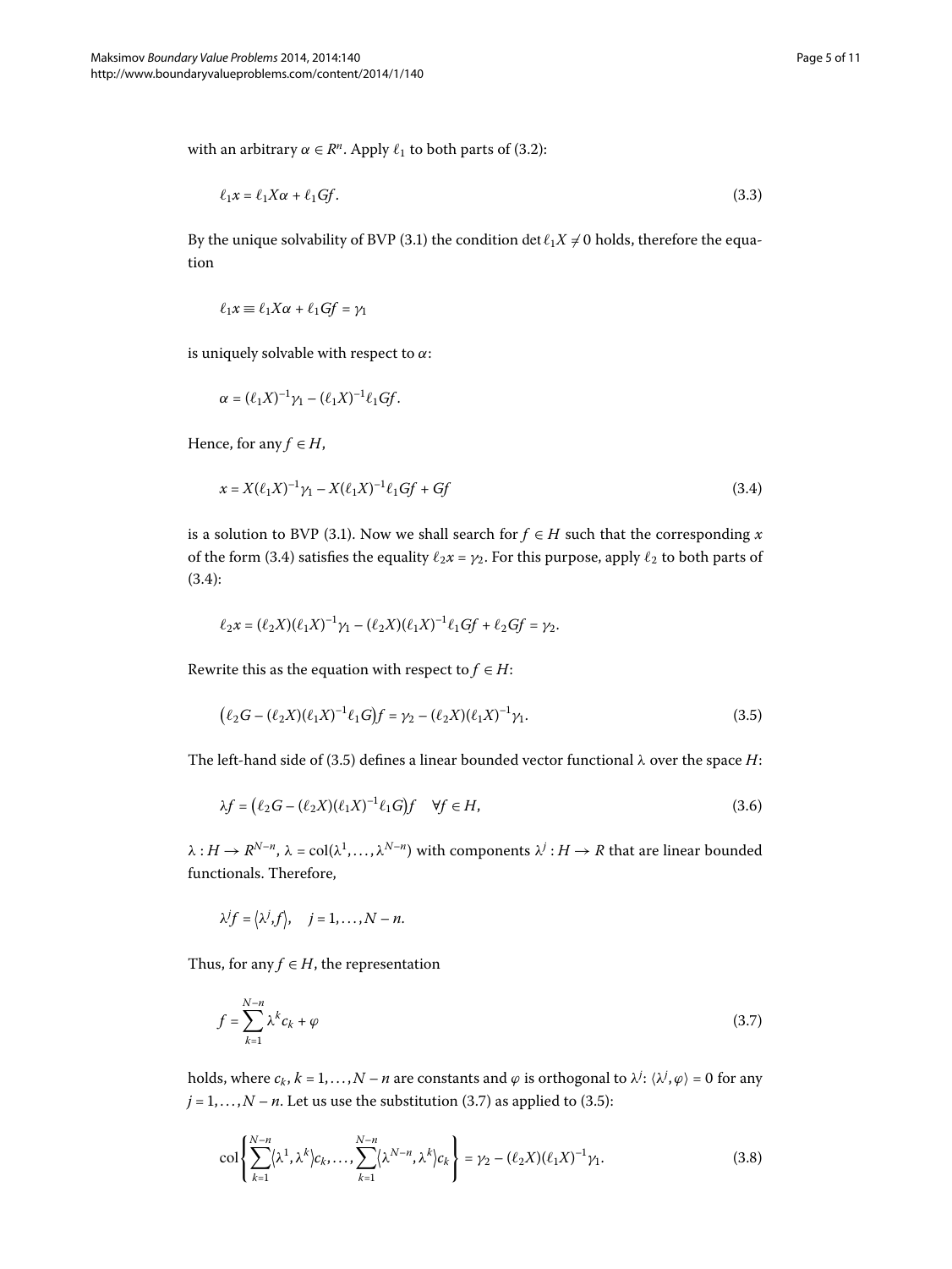with an arbitrary $\alpha \in R^n$. Apply $\ell_1$ to both parts of (3.2):

$$\ell_1 x = \ell_1 X\alpha + \ell_1 Gf. \tag{3.3}$$

By the unique solvability of BVP (3.1) the condition $\det \ell_1 X \neq 0$ holds, therefore the equation

$$\ell_1 x \equiv \ell_1 X\alpha + \ell_1 Gf = \gamma_1$$

is uniquely solvable with respect to $\alpha$:

$$\alpha = (\ell_1 X)^{-1}\gamma_1 - (\ell_1 X)^{-1}\ell_1 Gf.$$

Hence, for any $f \in H$,

$$x = X(\ell_1 X)^{-1}\gamma_1 - X(\ell_1 X)^{-1}\ell_1 Gf + Gf \tag{3.4}$$

is a solution to BVP (3.1). Now we shall search for $f \in H$ such that the corresponding $x$ of the form (3.4) satisfies the equality $\ell_2 x = \gamma_2$. For this purpose, apply $\ell_2$ to both parts of (3.4):

$$\ell_2 x = (\ell_2 X)(\ell_1 X)^{-1}\gamma_1 - (\ell_2 X)(\ell_1 X)^{-1}\ell_1 Gf + \ell_2 Gf = \gamma_2.$$

Rewrite this as the equation with respect to $f \in H$:

$$\big(\ell_2 G - (\ell_2 X)(\ell_1 X)^{-1}\ell_1 G\big)f = \gamma_2 - (\ell_2 X)(\ell_1 X)^{-1}\gamma_1. \tag{3.5}$$

The left-hand side of (3.5) defines a linear bounded vector functional $\lambda$ over the space $H$:

$$\lambda f = \big(\ell_2 G - (\ell_2 X)(\ell_1 X)^{-1}\ell_1 G\big)f \quad \forall f \in H, \tag{3.6}$$

$\lambda : H \to R^{N-n}$, $\lambda = \operatorname{col}(\lambda^1, \ldots, \lambda^{N-n})$ with components $\lambda^j : H \to R$ that are linear bounded functionals. Therefore,

$$\lambda^j f = \langle \lambda^j, f\rangle, \quad j = 1, \ldots, N-n.$$

Thus, for any $f \in H$, the representation

$$f = \sum_{k=1}^{N-n} \lambda^k c_k + \varphi \tag{3.7}$$

holds, where $c_k$, $k = 1, \ldots, N-n$ are constants and $\varphi$ is orthogonal to $\lambda^j$: $\langle \lambda^j, \varphi\rangle = 0$ for any $j = 1, \ldots, N-n$. Let us use the substitution (3.7) as applied to (3.5):

$$\operatorname{col}\left\{ \sum_{k=1}^{N-n} \langle \lambda^1, \lambda^k\rangle c_k, \ldots, \sum_{k=1}^{N-n} \langle \lambda^{N-n}, \lambda^k\rangle c_k \right\} = \gamma_2 - (\ell_2 X)(\ell_1 X)^{-1}\gamma_1. \tag{3.8}$$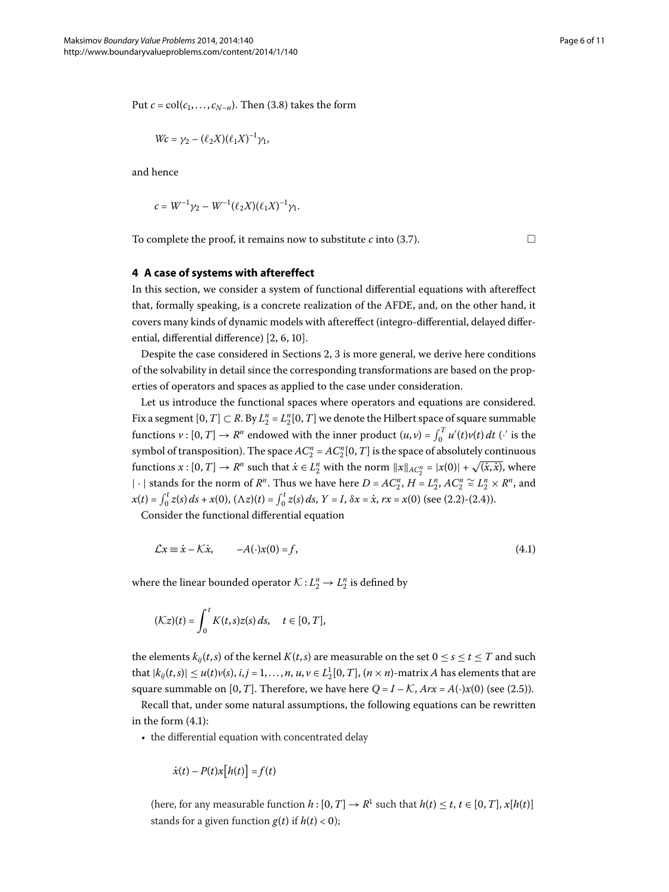Put $c = \operatorname{col}(c_1, \dots, c_{N-n})$. Then (3.8) takes the form

$$Wc = \gamma_2 - (\ell_2 X)(\ell_1 X)^{-1}\gamma_1,$$

and hence

$$c = W^{-1}\gamma_2 - W^{-1}(\ell_2 X)(\ell_1 X)^{-1}\gamma_1.$$

To complete the proof, it remains now to substitute $c$ into (3.7). □

## 4 A case of systems with aftereffect

In this section, we consider a system of functional differential equations with aftereffect that, formally speaking, is a concrete realization of the AFDE, and, on the other hand, it covers many kinds of dynamic models with aftereffect (integro-differential, delayed differential, differential difference) [2, 6, 10].

Despite the case considered in Sections 2, 3 is more general, we derive here conditions of the solvability in detail since the corresponding transformations are based on the properties of operators and spaces as applied to the case under consideration.

Let us introduce the functional spaces where operators and equations are considered. Fix a segment $[0, T] \subset R$. By $L_2^n = L_2^n[0, T]$ we denote the Hilbert space of square summable functions $v : [0, T] \to R^n$ endowed with the inner product $(u, v) = \int_0^T u'(t)v(t)\,dt$ ($\cdot'$ is the symbol of transposition). The space $AC_2^n = AC_2^n[0, T]$ is the space of absolutely continuous functions $x : [0, T] \to R^n$ such that $\dot{x} \in L_2^n$ with the norm $\|x\|_{AC_2^n} = |x(0)| + \sqrt{(\dot{x}, \dot{x})}$, where $|\cdot|$ stands for the norm of $R^n$. Thus we have here $D = AC_2^n$, $H = L_2^n$, $AC_2^n \cong L_2^n \times R^n$, and $x(t) = \int_0^t z(s)\,ds + x(0)$, $(\Lambda z)(t) = \int_0^t z(s)\,ds$, $Y = I$, $\delta x = \dot{x}$, $rx = x(0)$ (see (2.2)-(2.4)).

Consider the functional differential equation

$$\mathcal{L}x \equiv \dot{x} - \mathcal{K}\dot{x}, \qquad -A(\cdot)x(0) = f, \tag{4.1}$$

where the linear bounded operator $\mathcal{K} : L_2^n \to L_2^n$ is defined by

$$(\mathcal{K}z)(t) = \int_0^t K(t, s)z(s)\,ds, \quad t \in [0, T],$$

the elements $k_{ij}(t, s)$ of the kernel $K(t, s)$ are measurable on the set $0 \le s \le t \le T$ and such that $|k_{ij}(t, s)| \le u(t)v(s)$, $i, j = 1, \dots, n$, $u, v \in L_2^1[0, T]$, $(n \times n)$-matrix $A$ has elements that are square summable on $[0, T]$. Therefore, we have here $Q = I - \mathcal{K}$, $Arx = A(\cdot)x(0)$ (see (2.5)).

Recall that, under some natural assumptions, the following equations can be rewritten in the form (4.1):

- the differential equation with concentrated delay

  $$\dot{x}(t) - P(t)x[h(t)] = f(t)$$

  (here, for any measurable function $h : [0, T] \to R^1$ such that $h(t) \le t$, $t \in [0, T]$, $x[h(t)]$ stands for a given function $g(t)$ if $h(t) < 0$);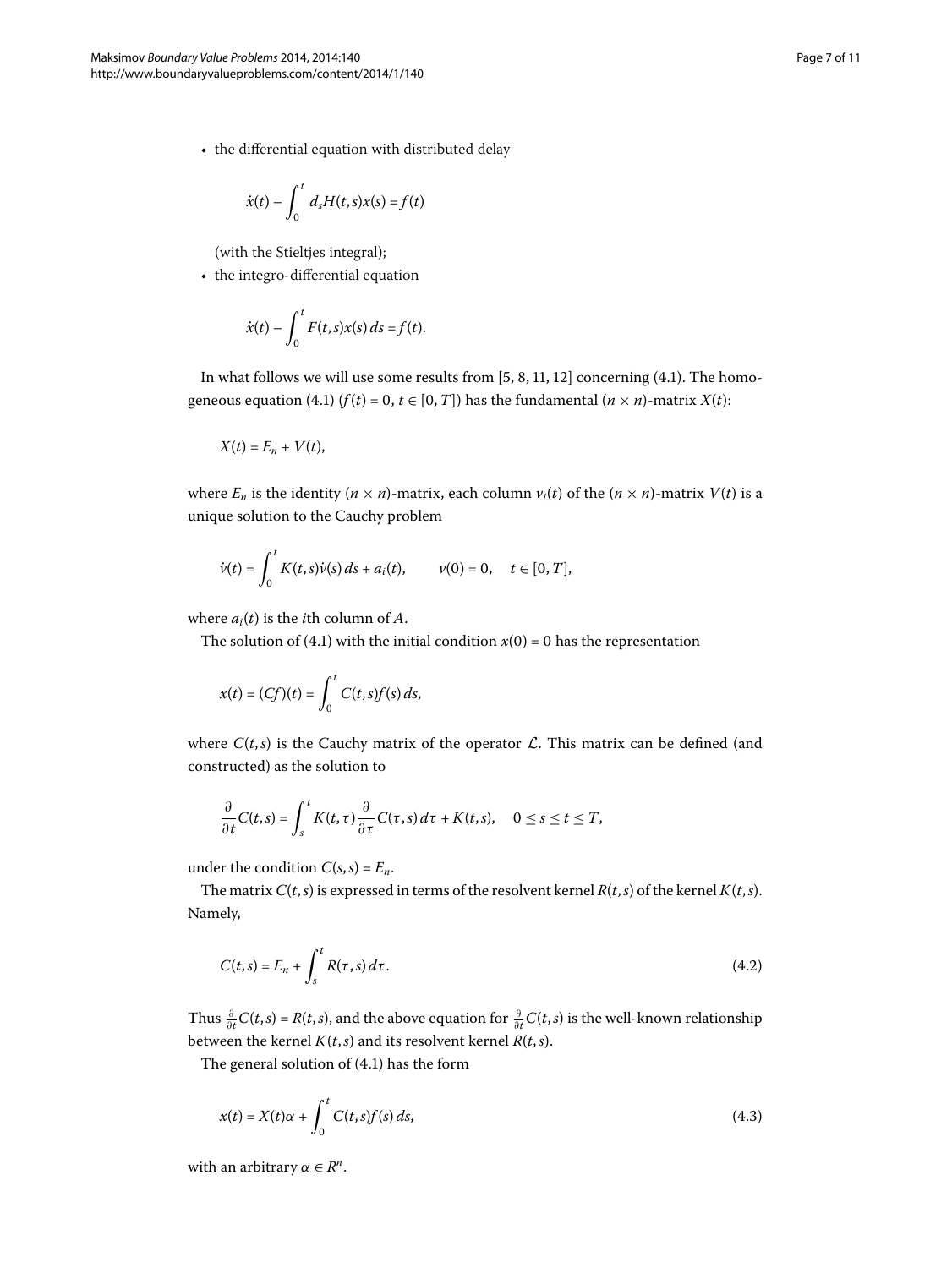- the differential equation with distributed delay

$$\dot{x}(t) - \int_0^t d_s H(t,s)x(s) = f(t)$$

  (with the Stieltjes integral);
- the integro-differential equation

$$\dot{x}(t) - \int_0^t F(t,s)x(s)\,ds = f(t).$$

In what follows we will use some results from [5, 8, 11, 12] concerning (4.1). The homogeneous equation (4.1) ($f(t) = 0$, $t \in [0,T]$) has the fundamental $(n \times n)$-matrix $X(t)$:

$$X(t) = E_n + V(t),$$

where $E_n$ is the identity $(n \times n)$-matrix, each column $v_i(t)$ of the $(n \times n)$-matrix $V(t)$ is a unique solution to the Cauchy problem

$$\dot{v}(t) = \int_0^t K(t,s)\dot{v}(s)\,ds + a_i(t), \qquad v(0) = 0, \quad t \in [0,T],$$

where $a_i(t)$ is the $i$th column of $A$.

The solution of (4.1) with the initial condition $x(0) = 0$ has the representation

$$x(t) = (Cf)(t) = \int_0^t C(t,s)f(s)\,ds,$$

where $C(t,s)$ is the Cauchy matrix of the operator $\mathcal{L}$. This matrix can be defined (and constructed) as the solution to

$$\frac{\partial}{\partial t}C(t,s) = \int_s^t K(t,\tau)\frac{\partial}{\partial \tau}C(\tau,s)\,d\tau + K(t,s), \quad 0 \leq s \leq t \leq T,$$

under the condition $C(s,s) = E_n$.

The matrix $C(t,s)$ is expressed in terms of the resolvent kernel $R(t,s)$ of the kernel $K(t,s)$. Namely,

$$C(t,s) = E_n + \int_s^t R(\tau,s)\,d\tau. \tag{4.2}$$

Thus $\frac{\partial}{\partial t}C(t,s) = R(t,s)$, and the above equation for $\frac{\partial}{\partial t}C(t,s)$ is the well-known relationship between the kernel $K(t,s)$ and its resolvent kernel $R(t,s)$.

The general solution of (4.1) has the form

$$x(t) = X(t)\alpha + \int_0^t C(t,s)f(s)\,ds, \tag{4.3}$$

with an arbitrary $\alpha \in R^n$.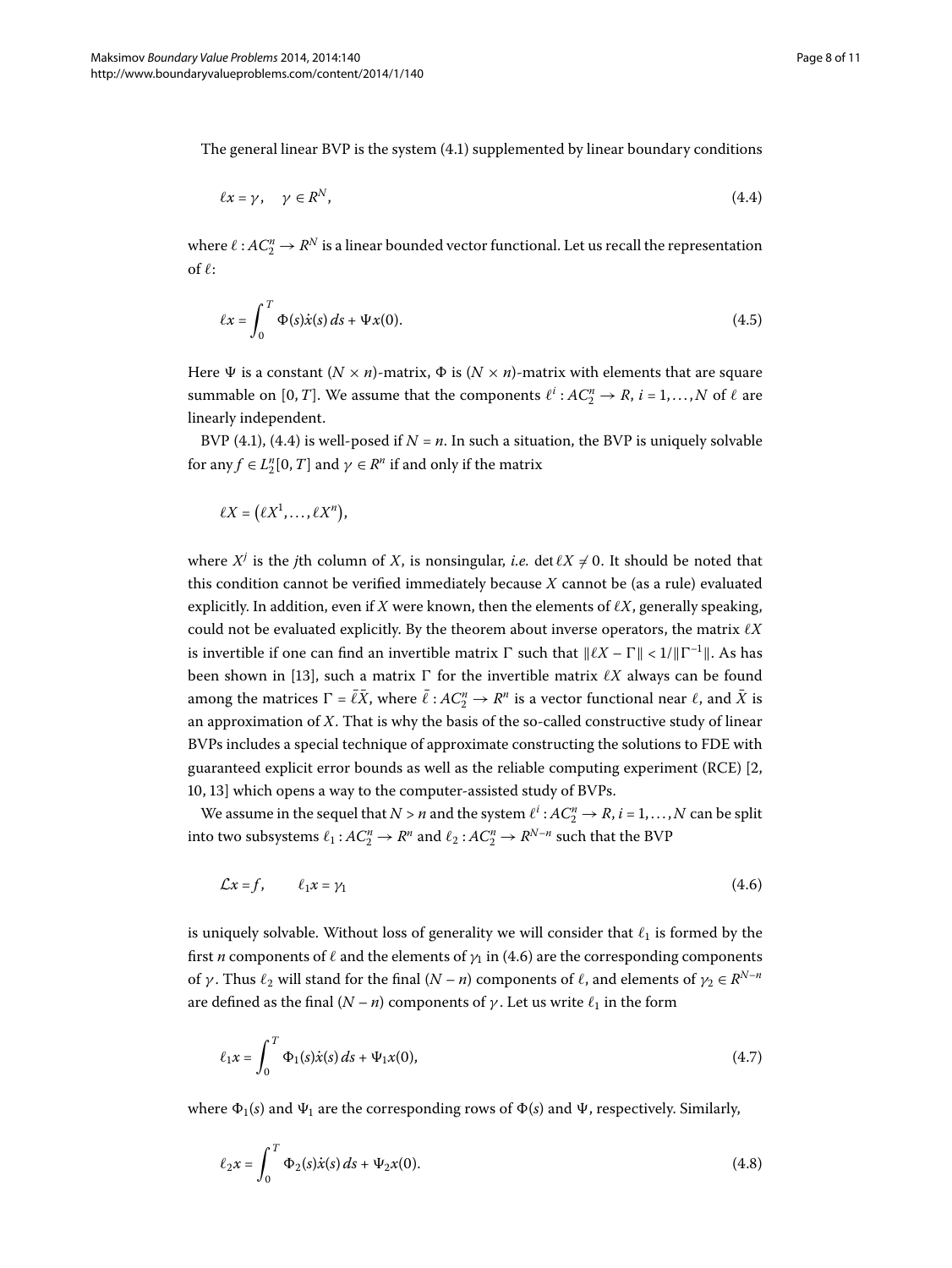The general linear BVP is the system (4.1) supplemented by linear boundary conditions

$$\ell x = \gamma, \quad \gamma \in R^N, \tag{4.4}$$

where $\ell : AC_2^n \to R^N$ is a linear bounded vector functional. Let us recall the representation of $\ell$:

$$\ell x = \int_0^T \Phi(s)\dot{x}(s)\,ds + \Psi x(0). \tag{4.5}$$

Here $\Psi$ is a constant $(N \times n)$-matrix, $\Phi$ is $(N \times n)$-matrix with elements that are square summable on $[0,T]$. We assume that the components $\ell^i : AC_2^n \to R$, $i = 1,\dots,N$ of $\ell$ are linearly independent.

BVP (4.1), (4.4) is well-posed if $N = n$. In such a situation, the BVP is uniquely solvable for any $f \in L_2^n[0,T]$ and $\gamma \in R^n$ if and only if the matrix

$$\ell X = (\ell X^1, \dots, \ell X^n),$$

where $X^j$ is the $j$th column of $X$, is nonsingular, *i.e.* $\det \ell X \neq 0$. It should be noted that this condition cannot be verified immediately because $X$ cannot be (as a rule) evaluated explicitly. In addition, even if $X$ were known, then the elements of $\ell X$, generally speaking, could not be evaluated explicitly. By the theorem about inverse operators, the matrix $\ell X$ is invertible if one can find an invertible matrix $\Gamma$ such that $\|\ell X - \Gamma\| < 1/\|\Gamma^{-1}\|$. As has been shown in [13], such a matrix $\Gamma$ for the invertible matrix $\ell X$ always can be found among the matrices $\Gamma = \bar{\ell}\bar{X}$, where $\bar{\ell} : AC_2^n \to R^n$ is a vector functional near $\ell$, and $\bar{X}$ is an approximation of $X$. That is why the basis of the so-called constructive study of linear BVPs includes a special technique of approximate constructing the solutions to FDE with guaranteed explicit error bounds as well as the reliable computing experiment (RCE) [2, 10, 13] which opens a way to the computer-assisted study of BVPs.

We assume in the sequel that $N > n$ and the system $\ell^i : AC_2^n \to R$, $i = 1,\dots,N$ can be split into two subsystems $\ell_1 : AC_2^n \to R^n$ and $\ell_2 : AC_2^n \to R^{N-n}$ such that the BVP

$$\mathcal{L}x = f, \qquad \ell_1 x = \gamma_1 \tag{4.6}$$

is uniquely solvable. Without loss of generality we will consider that $\ell_1$ is formed by the first $n$ components of $\ell$ and the elements of $\gamma_1$ in (4.6) are the corresponding components of $\gamma$. Thus $\ell_2$ will stand for the final $(N-n)$ components of $\ell$, and elements of $\gamma_2 \in R^{N-n}$ are defined as the final $(N-n)$ components of $\gamma$. Let us write $\ell_1$ in the form

$$\ell_1 x = \int_0^T \Phi_1(s)\dot{x}(s)\,ds + \Psi_1 x(0), \tag{4.7}$$

where $\Phi_1(s)$ and $\Psi_1$ are the corresponding rows of $\Phi(s)$ and $\Psi$, respectively. Similarly,

$$\ell_2 x = \int_0^T \Phi_2(s)\dot{x}(s)\,ds + \Psi_2 x(0). \tag{4.8}$$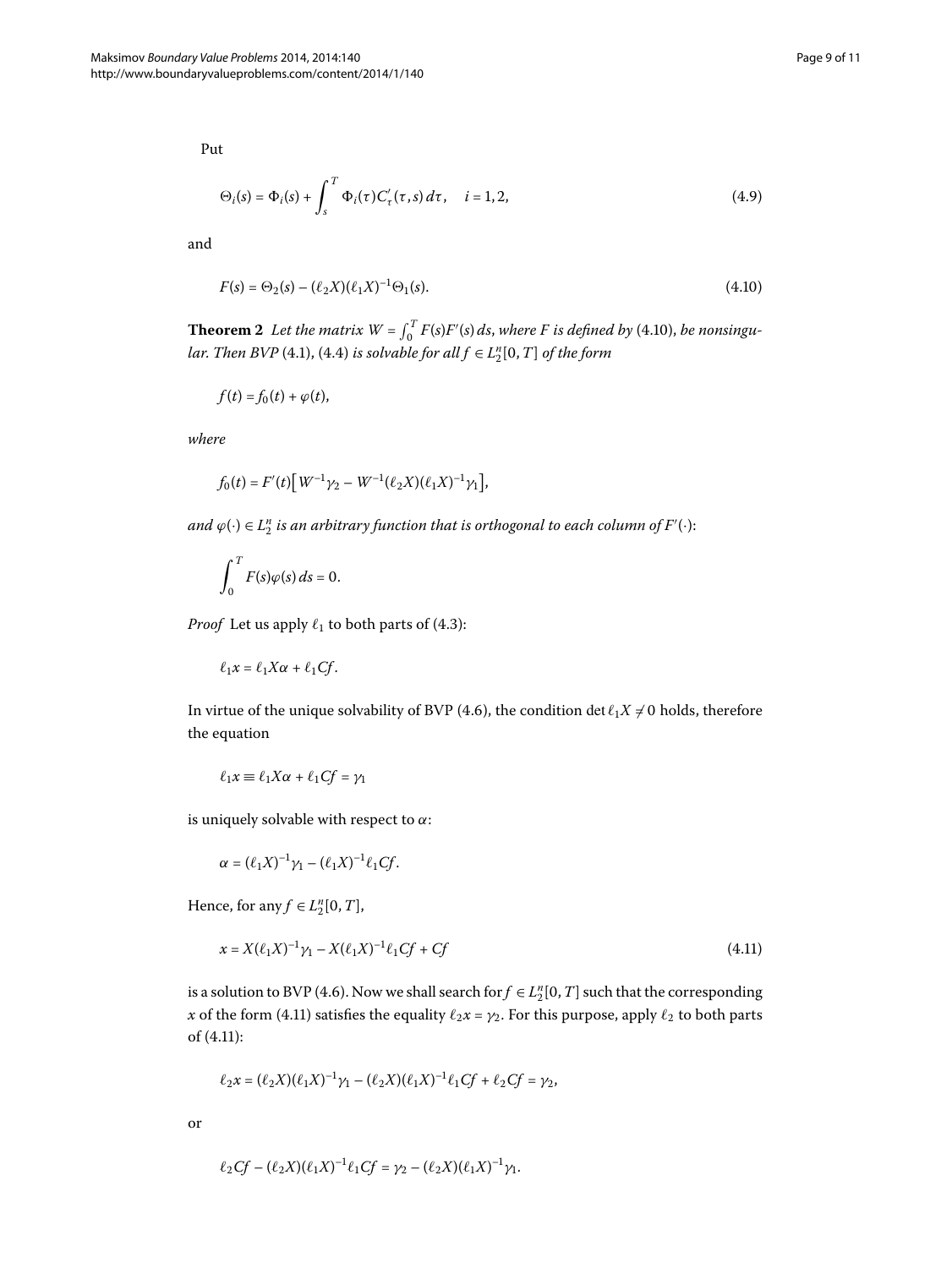Put

$$\Theta_i(s) = \Phi_i(s) + \int_s^T \Phi_i(\tau) C'_\tau(\tau, s)\, d\tau, \quad i = 1, 2, \tag{4.9}$$

and

$$F(s) = \Theta_2(s) - (\ell_2 X)(\ell_1 X)^{-1}\Theta_1(s). \tag{4.10}$$

**Theorem 2** *Let the matrix $W = \int_0^T F(s)F'(s)\, ds$, where $F$ is defined by* (4.10), *be nonsingular. Then BVP* (4.1), (4.4) *is solvable for all $f \in L_2^n[0, T]$ of the form*

$$f(t) = f_0(t) + \varphi(t),$$

*where*

$$f_0(t) = F'(t)\big[W^{-1}\gamma_2 - W^{-1}(\ell_2 X)(\ell_1 X)^{-1}\gamma_1\big],$$

*and $\varphi(\cdot) \in L_2^n$ is an arbitrary function that is orthogonal to each column of $F'(\cdot)$:*

$$\int_0^T F(s)\varphi(s)\, ds = 0.$$

*Proof* Let us apply $\ell_1$ to both parts of (4.3):

$$\ell_1 x = \ell_1 X\alpha + \ell_1 Cf.$$

In virtue of the unique solvability of BVP (4.6), the condition $\det \ell_1 X \neq 0$ holds, therefore the equation

$$\ell_1 x \equiv \ell_1 X\alpha + \ell_1 Cf = \gamma_1$$

is uniquely solvable with respect to $\alpha$:

$$\alpha = (\ell_1 X)^{-1}\gamma_1 - (\ell_1 X)^{-1}\ell_1 Cf.$$

Hence, for any $f \in L_2^n[0, T]$,

$$x = X(\ell_1 X)^{-1}\gamma_1 - X(\ell_1 X)^{-1}\ell_1 Cf + Cf \tag{4.11}$$

is a solution to BVP (4.6). Now we shall search for $f \in L_2^n[0, T]$ such that the corresponding $x$ of the form (4.11) satisfies the equality $\ell_2 x = \gamma_2$. For this purpose, apply $\ell_2$ to both parts of (4.11):

$$\ell_2 x = (\ell_2 X)(\ell_1 X)^{-1}\gamma_1 - (\ell_2 X)(\ell_1 X)^{-1}\ell_1 Cf + \ell_2 Cf = \gamma_2,$$

or

$$\ell_2 Cf - (\ell_2 X)(\ell_1 X)^{-1}\ell_1 Cf = \gamma_2 - (\ell_2 X)(\ell_1 X)^{-1}\gamma_1.$$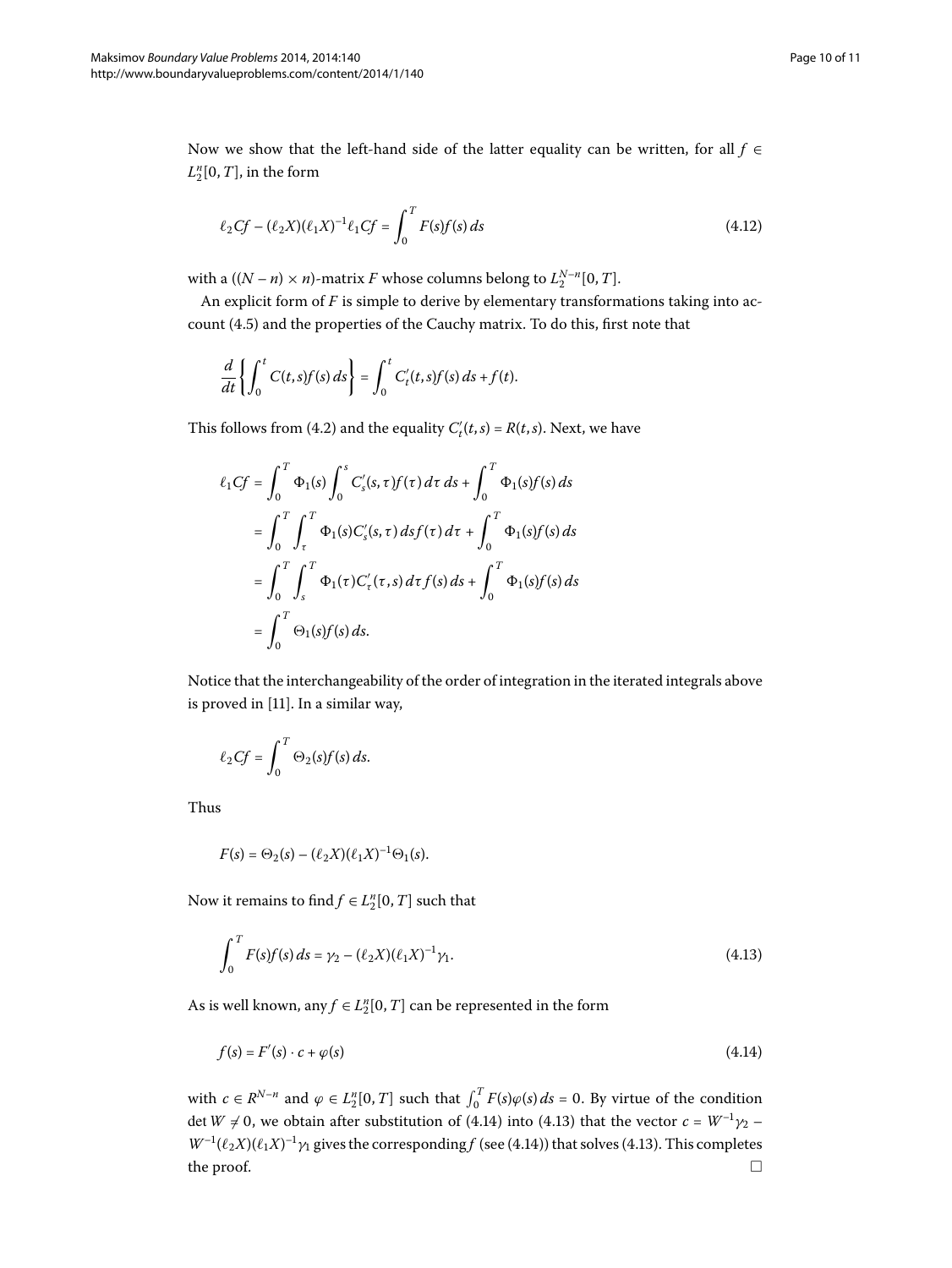Now we show that the left-hand side of the latter equality can be written, for all $f \in L_2^n[0,T]$, in the form

$$\ell_2 Cf - (\ell_2 X)(\ell_1 X)^{-1}\ell_1 Cf = \int_0^T F(s)f(s)\,ds \tag{4.12}$$

with a $((N-n)\times n)$-matrix $F$ whose columns belong to $L_2^{N-n}[0,T]$.

An explicit form of $F$ is simple to derive by elementary transformations taking into account (4.5) and the properties of the Cauchy matrix. To do this, first note that

$$\frac{d}{dt}\left\{\int_0^t C(t,s)f(s)\,ds\right\} = \int_0^t C_t'(t,s)f(s)\,ds + f(t).$$

This follows from (4.2) and the equality $C_t'(t,s) = R(t,s)$. Next, we have

$$\begin{aligned}
\ell_1 Cf &= \int_0^T \Phi_1(s)\int_0^s C_s'(s,\tau)f(\tau)\,d\tau\,ds + \int_0^T \Phi_1(s)f(s)\,ds \\
&= \int_0^T \int_\tau^T \Phi_1(s)C_s'(s,\tau)\,ds f(\tau)\,d\tau + \int_0^T \Phi_1(s)f(s)\,ds \\
&= \int_0^T \int_s^T \Phi_1(\tau)C_\tau'(\tau,s)\,d\tau f(s)\,ds + \int_0^T \Phi_1(s)f(s)\,ds \\
&= \int_0^T \Theta_1(s)f(s)\,ds.
\end{aligned}$$

Notice that the interchangeability of the order of integration in the iterated integrals above is proved in [11]. In a similar way,

$$\ell_2 Cf = \int_0^T \Theta_2(s)f(s)\,ds.$$

Thus

$$F(s) = \Theta_2(s) - (\ell_2 X)(\ell_1 X)^{-1}\Theta_1(s).$$

Now it remains to find $f \in L_2^n[0,T]$ such that

$$\int_0^T F(s)f(s)\,ds = \gamma_2 - (\ell_2 X)(\ell_1 X)^{-1}\gamma_1. \tag{4.13}$$

As is well known, any $f \in L_2^n[0,T]$ can be represented in the form

$$f(s) = F'(s)\cdot c + \varphi(s) \tag{4.14}$$

with $c \in R^{N-n}$ and $\varphi \in L_2^n[0,T]$ such that $\int_0^T F(s)\varphi(s)\,ds = 0$. By virtue of the condition $\det W \neq 0$, we obtain after substitution of (4.14) into (4.13) that the vector $c = W^{-1}\gamma_2 - W^{-1}(\ell_2 X)(\ell_1 X)^{-1}\gamma_1$ gives the corresponding $f$ (see (4.14)) that solves (4.13). This completes the proof. □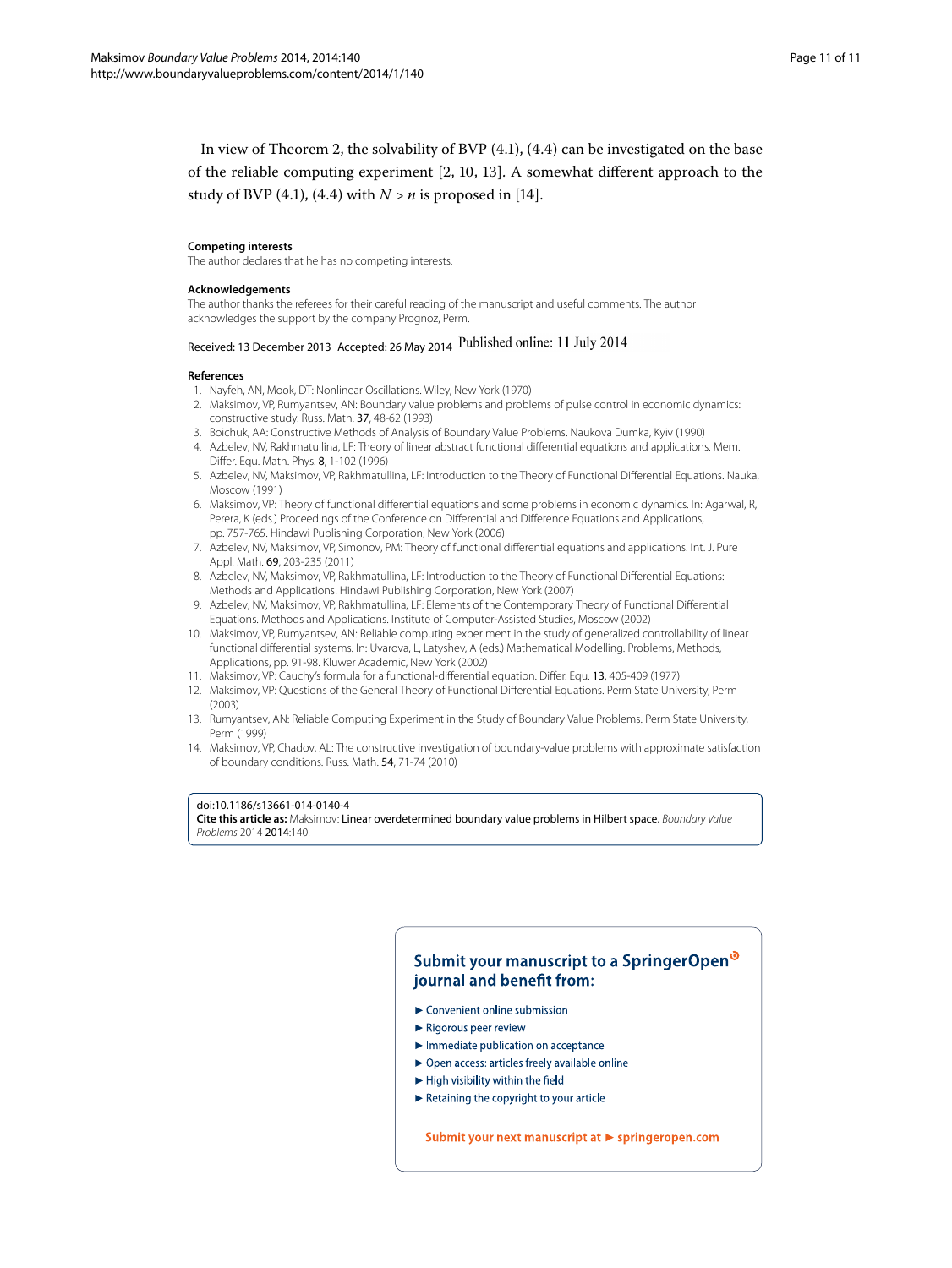In view of Theorem 2, the solvability of BVP (4.1), (4.4) can be investigated on the base of the reliable computing experiment [2, 10, 13]. A somewhat different approach to the study of BVP (4.1), (4.4) with $N > n$ is proposed in [14].

**Competing interests**

The author declares that he has no competing interests.

**Acknowledgements**

The author thanks the referees for their careful reading of the manuscript and useful comments. The author acknowledges the support by the company Prognoz, Perm.

Received: 13 December 2013 Accepted: 26 May 2014 Published online: 11 July 2014

**References**

1. Nayfeh, AN, Mook, DT: Nonlinear Oscillations. Wiley, New York (1970)
2. Maksimov, VP, Rumyantsev, AN: Boundary value problems and problems of pulse control in economic dynamics: constructive study. Russ. Math. **37**, 48-62 (1993)
3. Boichuk, AA: Constructive Methods of Analysis of Boundary Value Problems. Naukova Dumka, Kyiv (1990)
4. Azbelev, NV, Rakhmatullina, LF: Theory of linear abstract functional differential equations and applications. Mem. Differ. Equ. Math. Phys. **8**, 1-102 (1996)
5. Azbelev, NV, Maksimov, VP, Rakhmatullina, LF: Introduction to the Theory of Functional Differential Equations. Nauka, Moscow (1991)
6. Maksimov, VP: Theory of functional differential equations and some problems in economic dynamics. In: Agarwal, R, Perera, K (eds.) Proceedings of the Conference on Differential and Difference Equations and Applications, pp. 757-765. Hindawi Publishing Corporation, New York (2006)
7. Azbelev, NV, Maksimov, VP, Simonov, PM: Theory of functional differential equations and applications. Int. J. Pure Appl. Math. **69**, 203-235 (2011)
8. Azbelev, NV, Maksimov, VP, Rakhmatullina, LF: Introduction to the Theory of Functional Differential Equations: Methods and Applications. Hindawi Publishing Corporation, New York (2007)
9. Azbelev, NV, Maksimov, VP, Rakhmatullina, LF: Elements of the Contemporary Theory of Functional Differential Equations. Methods and Applications. Institute of Computer-Assisted Studies, Moscow (2002)
10. Maksimov, VP, Rumyantsev, AN: Reliable computing experiment in the study of generalized controllability of linear functional differential systems. In: Uvarova, L, Latyshev, A (eds.) Mathematical Modelling. Problems, Methods, Applications, pp. 91-98. Kluwer Academic, New York (2002)
11. Maksimov, VP: Cauchy's formula for a functional-differential equation. Differ. Equ. **13**, 405-409 (1977)
12. Maksimov, VP: Questions of the General Theory of Functional Differential Equations. Perm State University, Perm (2003)
13. Rumyantsev, AN: Reliable Computing Experiment in the Study of Boundary Value Problems. Perm State University, Perm (1999)
14. Maksimov, VP, Chadov, AL: The constructive investigation of boundary-value problems with approximate satisfaction of boundary conditions. Russ. Math. **54**, 71-74 (2010)

doi:10.1186/s13661-014-0140-4

**Cite this article as:** Maksimov: Linear overdetermined boundary value problems in Hilbert space. *Boundary Value Problems* 2014 **2014**:140.

**Submit your manuscript to a SpringerOpen journal and benefit from:**

- ► Convenient online submission
- ► Rigorous peer review
- ► Immediate publication on acceptance
- ► Open access: articles freely available online
- ► High visibility within the field
- ► Retaining the copyright to your article

**Submit your next manuscript at ► springeropen.com**